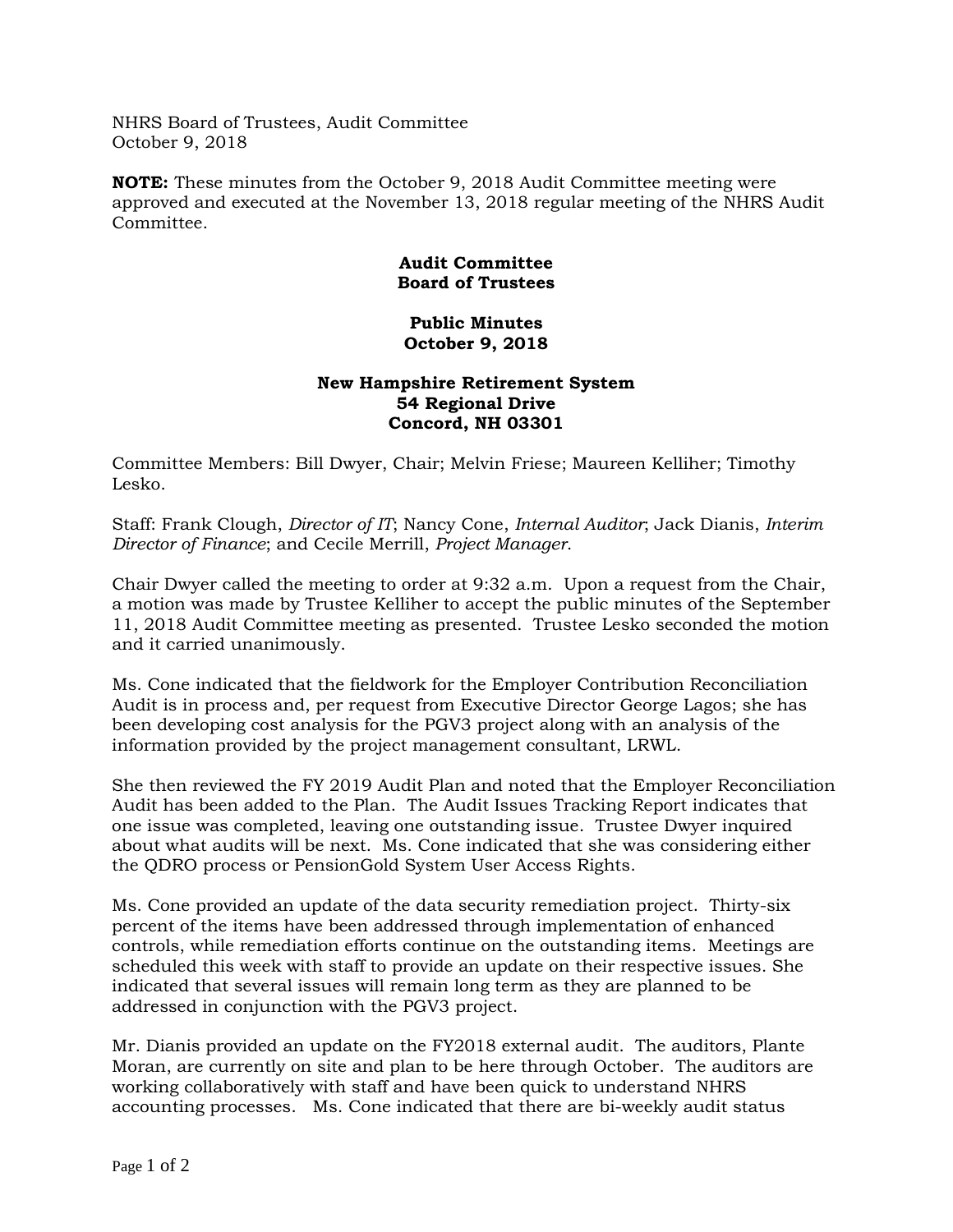NHRS Board of Trustees, Audit Committee
October 9, 2018

**NOTE:** These minutes from the October 9, 2018 Audit Committee meeting were approved and executed at the November 13, 2018 regular meeting of the NHRS Audit Committee.

**Audit Committee**
**Board of Trustees**

**Public Minutes**
**October 9, 2018**

**New Hampshire Retirement System**
**54 Regional Drive**
**Concord, NH 03301**

Committee Members: Bill Dwyer, Chair; Melvin Friese; Maureen Kelliher; Timothy Lesko.

Staff: Frank Clough, *Director of IT*; Nancy Cone, *Internal Auditor*; Jack Dianis, *Interim Director of Finance*; and Cecile Merrill, *Project Manager*.

Chair Dwyer called the meeting to order at 9:32 a.m. Upon a request from the Chair, a motion was made by Trustee Kelliher to accept the public minutes of the September 11, 2018 Audit Committee meeting as presented. Trustee Lesko seconded the motion and it carried unanimously.

Ms. Cone indicated that the fieldwork for the Employer Contribution Reconciliation Audit is in process and, per request from Executive Director George Lagos; she has been developing cost analysis for the PGV3 project along with an analysis of the information provided by the project management consultant, LRWL.

She then reviewed the FY 2019 Audit Plan and noted that the Employer Reconciliation Audit has been added to the Plan. The Audit Issues Tracking Report indicates that one issue was completed, leaving one outstanding issue. Trustee Dwyer inquired about what audits will be next. Ms. Cone indicated that she was considering either the QDRO process or PensionGold System User Access Rights.

Ms. Cone provided an update of the data security remediation project. Thirty-six percent of the items have been addressed through implementation of enhanced controls, while remediation efforts continue on the outstanding items. Meetings are scheduled this week with staff to provide an update on their respective issues. She indicated that several issues will remain long term as they are planned to be addressed in conjunction with the PGV3 project.

Mr. Dianis provided an update on the FY2018 external audit. The auditors, Plante Moran, are currently on site and plan to be here through October. The auditors are working collaboratively with staff and have been quick to understand NHRS accounting processes. Ms. Cone indicated that there are bi-weekly audit status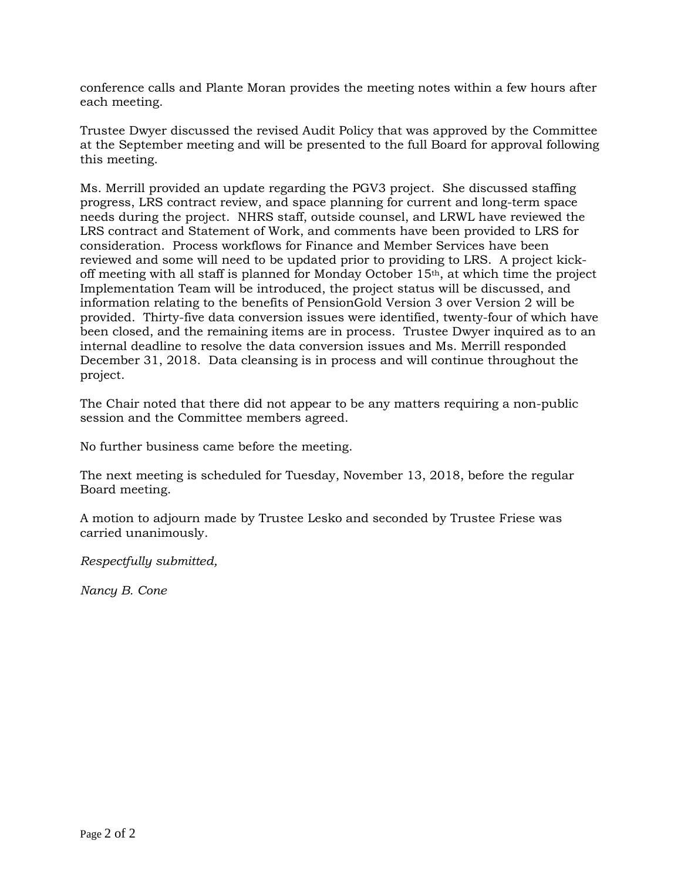conference calls and Plante Moran provides the meeting notes within a few hours after each meeting.

Trustee Dwyer discussed the revised Audit Policy that was approved by the Committee at the September meeting and will be presented to the full Board for approval following this meeting.

Ms. Merrill provided an update regarding the PGV3 project. She discussed staffing progress, LRS contract review, and space planning for current and long-term space needs during the project. NHRS staff, outside counsel, and LRWL have reviewed the LRS contract and Statement of Work, and comments have been provided to LRS for consideration. Process workflows for Finance and Member Services have been reviewed and some will need to be updated prior to providing to LRS. A project kick-off meeting with all staff is planned for Monday October 15th, at which time the project Implementation Team will be introduced, the project status will be discussed, and information relating to the benefits of PensionGold Version 3 over Version 2 will be provided. Thirty-five data conversion issues were identified, twenty-four of which have been closed, and the remaining items are in process. Trustee Dwyer inquired as to an internal deadline to resolve the data conversion issues and Ms. Merrill responded December 31, 2018. Data cleansing is in process and will continue throughout the project.

The Chair noted that there did not appear to be any matters requiring a non-public session and the Committee members agreed.

No further business came before the meeting.

The next meeting is scheduled for Tuesday, November 13, 2018, before the regular Board meeting.

A motion to adjourn made by Trustee Lesko and seconded by Trustee Friese was carried unanimously.

*Respectfully submitted,*

*Nancy B. Cone*